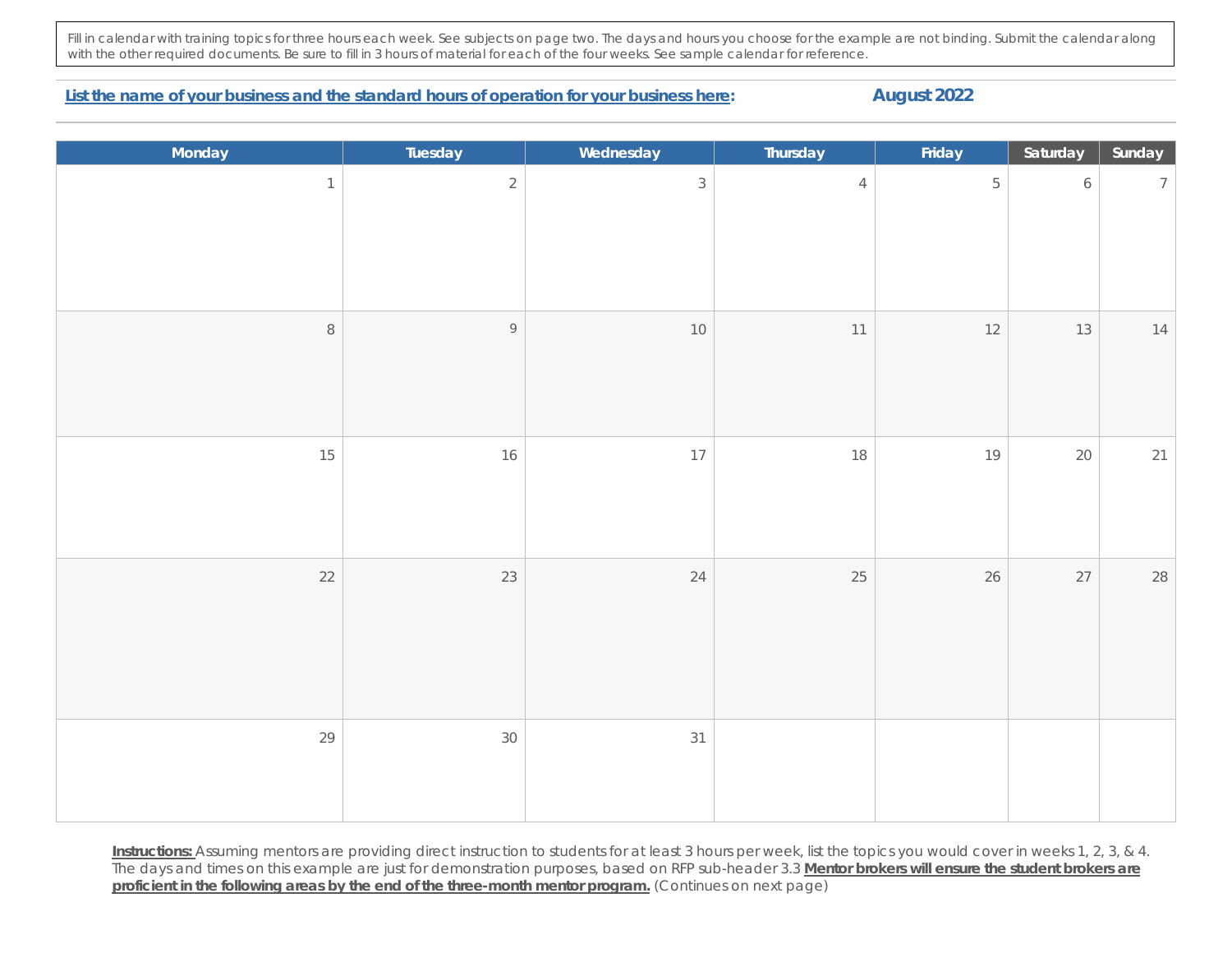Fill in calendar with training topics for three hours each week. See subjects on page two. The days and hours you choose for the example are not binding. Submit the calendar along with the other required documents. Be sure to fill in 3 hours of material for each of the four weeks. See sample calendar for reference.

**List the name of your business and the standard hours of operation for your business here:**

**August 2022**

| Monday | Tuesday | Wednesday | Thursday | Friday | Saturday | Sunday |
|---|---|---|---|---|---|---|
| 1 | 2 | 3 | 4 | 5 | 6 | 7 |
| 8 | 9 | 10 | 11 | 12 | 13 | 14 |
| 15 | 16 | 17 | 18 | 19 | 20 | 21 |
| 22 | 23 | 24 | 25 | 26 | 27 | 28 |
| 29 | 30 | 31 | | | | |

**Instructions:** Assuming mentors are providing direct instruction to students for at least 3 hours per week, list the topics you would cover in weeks 1, 2, 3, & 4. The days and times on this example are just for demonstration purposes, based on RFP sub-header 3.3 **Mentor brokers will ensure the student brokers are proficient in the following areas by the end of the three-month mentor program.** (Continues on next page)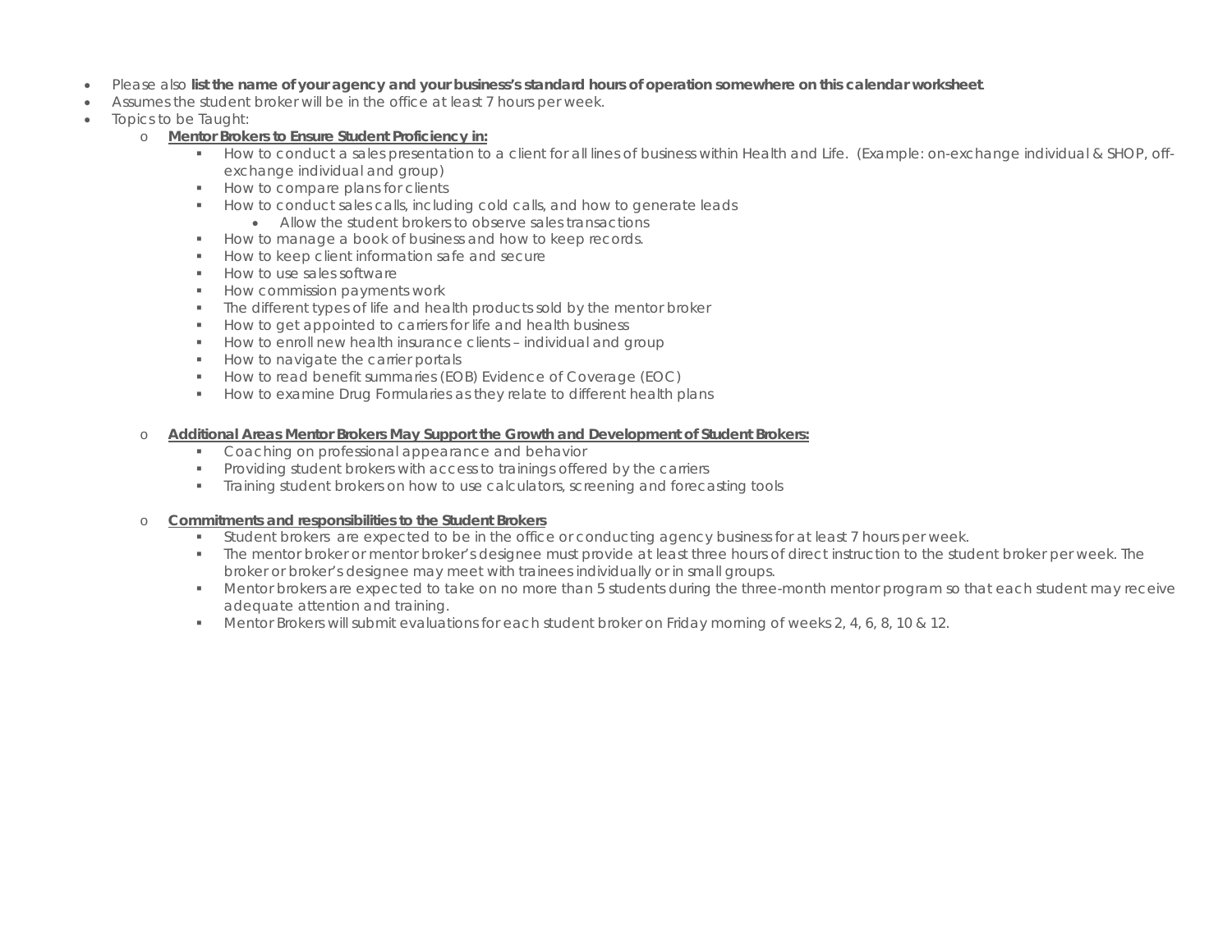- Please also **list the name of your agency and your business's standard hours of operation somewhere on this calendar worksheet**.
- Assumes the student broker will be in the office at least 7 hours per week.
- Topics to be Taught:
  - **Mentor Brokers to Ensure Student Proficiency in:**
    - How to conduct a sales presentation to a client for all lines of business within Health and Life. (Example: on-exchange individual & SHOP, off-exchange individual and group)
    - How to compare plans for clients
    - How to conduct sales calls, including cold calls, and how to generate leads
      - Allow the student brokers to observe sales transactions
    - How to manage a book of business and how to keep records.
    - How to keep client information safe and secure
    - How to use sales software
    - How commission payments work
    - The different types of life and health products sold by the mentor broker
    - How to get appointed to carriers for life and health business
    - How to enroll new health insurance clients – individual and group
    - How to navigate the carrier portals
    - How to read benefit summaries (EOB) Evidence of Coverage (EOC)
    - How to examine Drug Formularies as they relate to different health plans

  - **Additional Areas Mentor Brokers May Support the Growth and Development of Student Brokers:**
    - Coaching on professional appearance and behavior
    - Providing student brokers with access to trainings offered by the carriers
    - Training student brokers on how to use calculators, screening and forecasting tools

  - **Commitments and responsibilities to the Student Brokers**
    - Student brokers are expected to be in the office or conducting agency business for at least 7 hours per week.
    - The mentor broker or mentor broker's designee must provide at least three hours of direct instruction to the student broker per week. The broker or broker's designee may meet with trainees individually or in small groups.
    - Mentor brokers are expected to take on no more than 5 students during the three-month mentor program so that each student may receive adequate attention and training.
    - Mentor Brokers will submit evaluations for each student broker on Friday morning of weeks 2, 4, 6, 8, 10 & 12.